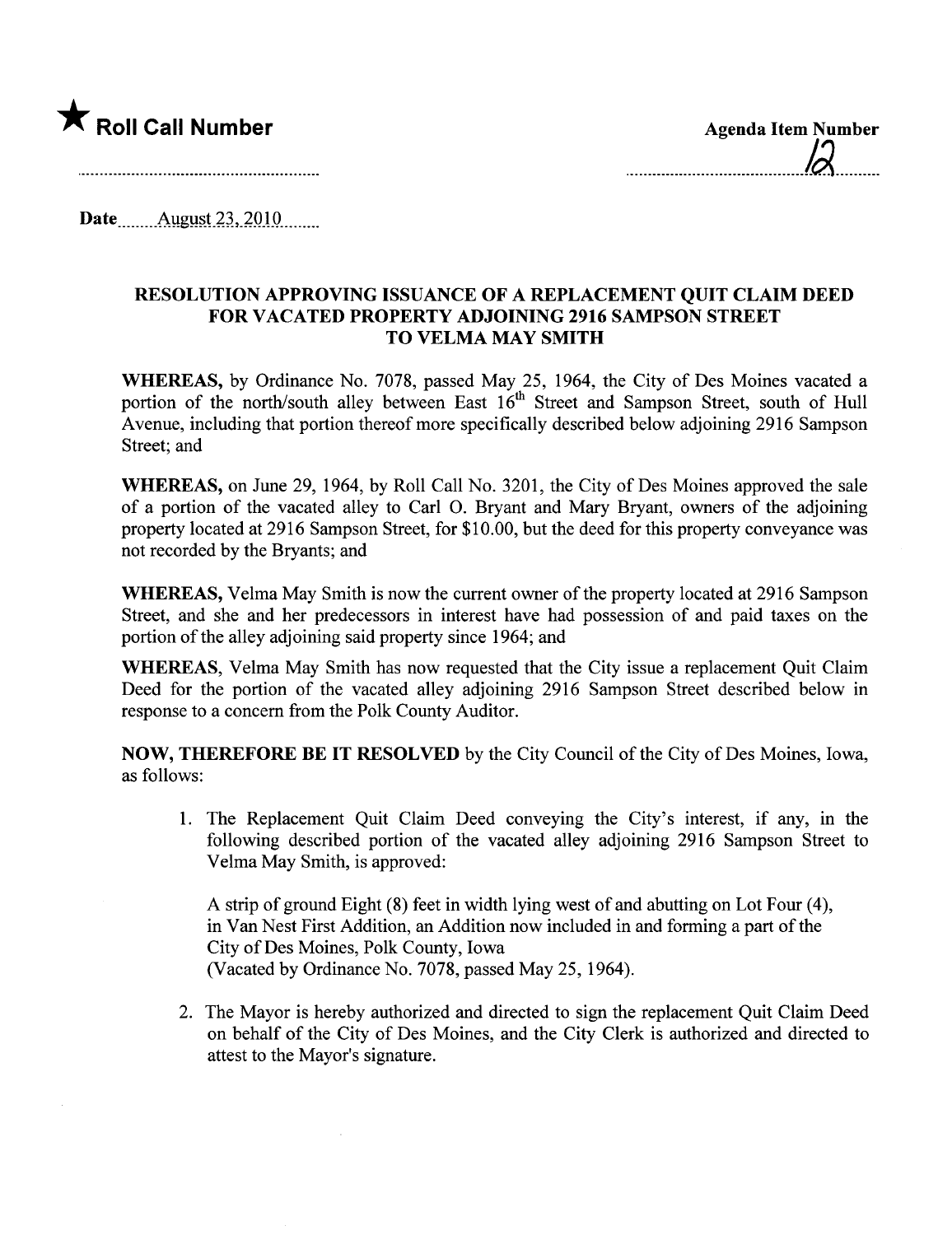★ **Roll Call Number**

**Agenda Item Number**

12

Date August 23, 2010

## RESOLUTION APPROVING ISSUANCE OF A REPLACEMENT QUIT CLAIM DEED FOR VACATED PROPERTY ADJOINING 2916 SAMPSON STREET TO VELMA MAY SMITH

**WHEREAS,** by Ordinance No. 7078, passed May 25, 1964, the City of Des Moines vacated a portion of the north/south alley between East 16th Street and Sampson Street, south of Hull Avenue, including that portion thereof more specifically described below adjoining 2916 Sampson Street; and

**WHEREAS,** on June 29, 1964, by Roll Call No. 3201, the City of Des Moines approved the sale of a portion of the vacated alley to Carl O. Bryant and Mary Bryant, owners of the adjoining property located at 2916 Sampson Street, for $10.00, but the deed for this property conveyance was not recorded by the Bryants; and

**WHEREAS,** Velma May Smith is now the current owner of the property located at 2916 Sampson Street, and she and her predecessors in interest have had possession of and paid taxes on the portion of the alley adjoining said property since 1964; and

**WHEREAS,** Velma May Smith has now requested that the City issue a replacement Quit Claim Deed for the portion of the vacated alley adjoining 2916 Sampson Street described below in response to a concern from the Polk County Auditor.

**NOW, THEREFORE BE IT RESOLVED** by the City Council of the City of Des Moines, Iowa, as follows:

1. The Replacement Quit Claim Deed conveying the City's interest, if any, in the following described portion of the vacated alley adjoining 2916 Sampson Street to Velma May Smith, is approved:

   A strip of ground Eight (8) feet in width lying west of and abutting on Lot Four (4), in Van Nest First Addition, an Addition now included in and forming a part of the City of Des Moines, Polk County, Iowa
   (Vacated by Ordinance No. 7078, passed May 25, 1964).

2. The Mayor is hereby authorized and directed to sign the replacement Quit Claim Deed on behalf of the City of Des Moines, and the City Clerk is authorized and directed to attest to the Mayor's signature.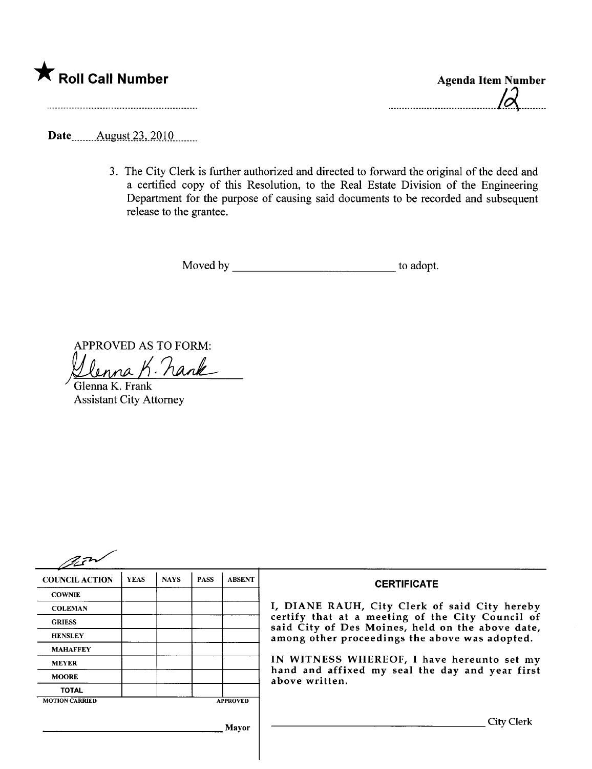★ **Roll Call Number**

.........................................................

**Agenda Item Number**

12

Date August 23, 2010

3. The City Clerk is further authorized and directed to forward the original of the deed and a certified copy of this Resolution, to the Real Estate Division of the Engineering Department for the purpose of causing said documents to be recorded and subsequent release to the grantee.

Moved by ____________________________ to adopt.

APPROVED AS TO FORM:

Glenna K. Frank

Glenna K. Frank
Assistant City Attorney

| COUNCIL ACTION | YEAS | NAYS | PASS | ABSENT |
| --- | --- | --- | --- | --- |
| COWNIE | | | | |
| COLEMAN | | | | |
| GRIESS | | | | |
| HENSLEY | | | | |
| MAHAFFEY | | | | |
| MEYER | | | | |
| MOORE | | | | |
| TOTAL | | | | |
| MOTION CARRIED | | | | APPROVED |

______________________________ Mayor

**CERTIFICATE**

I, DIANE RAUH, City Clerk of said City hereby certify that at a meeting of the City Council of said City of Des Moines, held on the above date, among other proceedings the above was adopted.

IN WITNESS WHEREOF, I have hereunto set my hand and affixed my seal the day and year first above written.

______________________________ City Clerk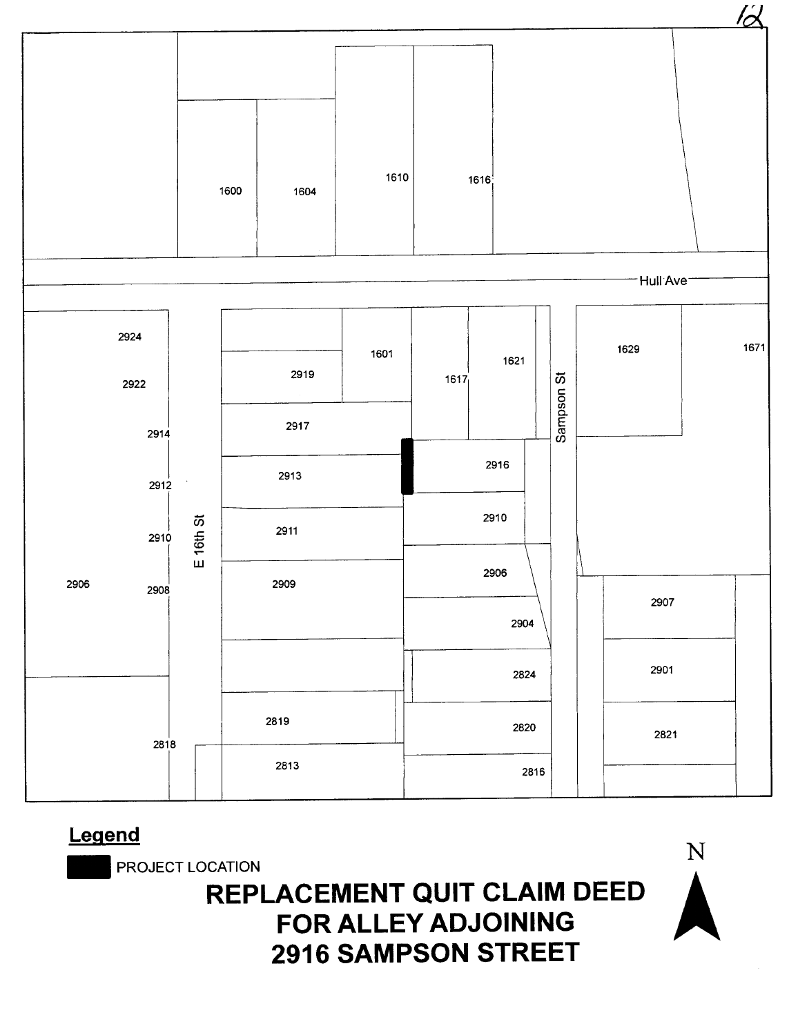12

Hull Ave

Sampson St

E 16th St

1600
1604
1610
1616

2924
2922
2914
2912
2910
2906
2908
2818

2919
1601
1617
1621
2917
2913
2911
2909
2819
2813

2916
2910
2906
2904
2824
2820
2816

1629
1671
2907
2901
2821

**Legend**

PROJECT LOCATION

N

# REPLACEMENT QUIT CLAIM DEED FOR ALLEY ADJOINING 2916 SAMPSON STREET